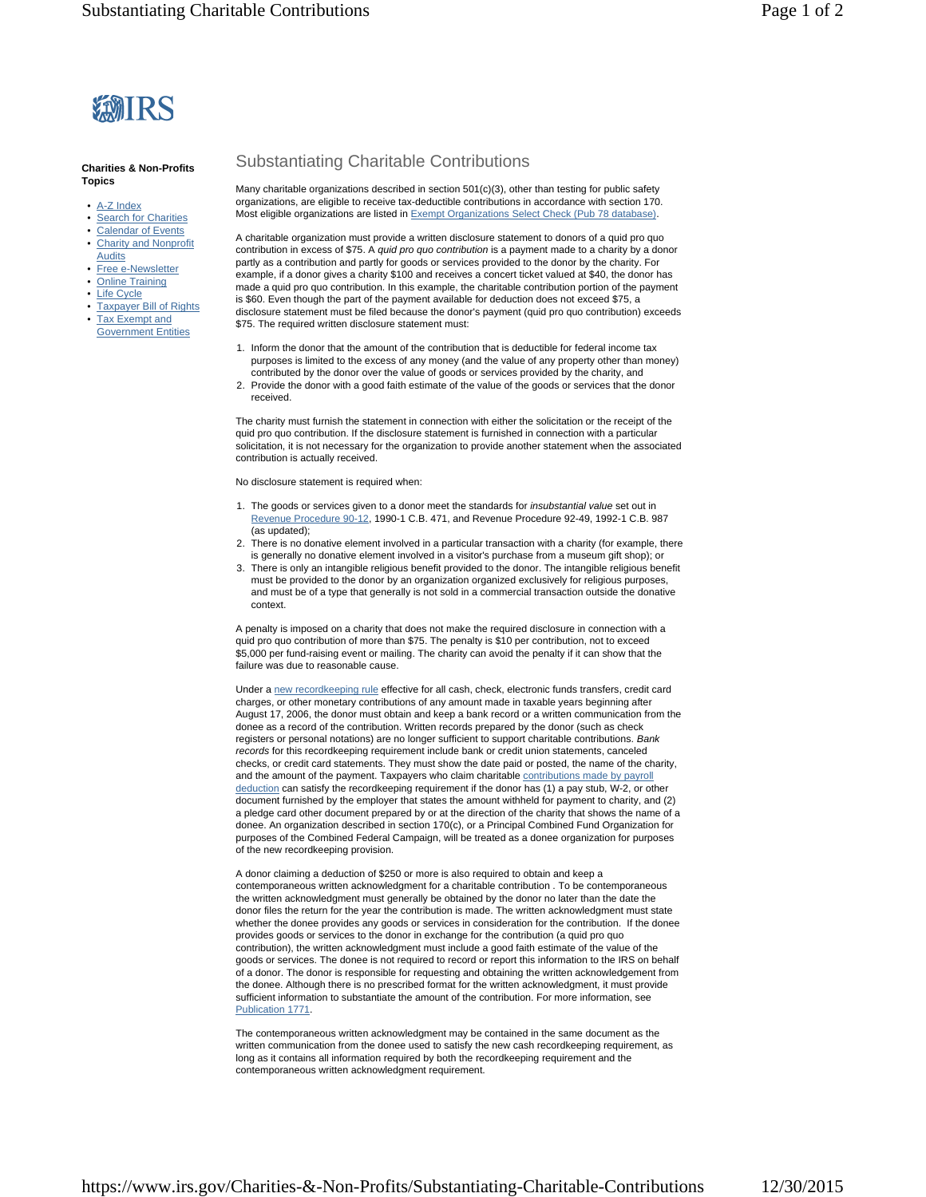**Charities & Non-Profits Topics**

- A-Z Index
- Search for Charities
- Calendar of Events
- Charity and Nonprofit Audits
- Free e-Newsletter
- Online Training
- Life Cycle
- Taxpayer Bill of Rights
- Tax Exempt and Government Entities

# Substantiating Charitable Contributions

Many charitable organizations described in section 501(c)(3), other than testing for public safety organizations, are eligible to receive tax-deductible contributions in accordance with section 170. Most eligible organizations are listed in Exempt Organizations Select Check (Pub 78 database).

A charitable organization must provide a written disclosure statement to donors of a quid pro quo contribution in excess of $75. A *quid pro quo contribution* is a payment made to a charity by a donor partly as a contribution and partly for goods or services provided to the donor by the charity. For example, if a donor gives a charity $100 and receives a concert ticket valued at $40, the donor has made a quid pro quo contribution. In this example, the charitable contribution portion of the payment is $60. Even though the part of the payment available for deduction does not exceed $75, a disclosure statement must be filed because the donor's payment (quid pro quo contribution) exceeds $75. The required written disclosure statement must:

1. Inform the donor that the amount of the contribution that is deductible for federal income tax purposes is limited to the excess of any money (and the value of any property other than money) contributed by the donor over the value of goods or services provided by the charity, and
2. Provide the donor with a good faith estimate of the value of the goods or services that the donor received.

The charity must furnish the statement in connection with either the solicitation or the receipt of the quid pro quo contribution. If the disclosure statement is furnished in connection with a particular solicitation, it is not necessary for the organization to provide another statement when the associated contribution is actually received.

No disclosure statement is required when:

1. The goods or services given to a donor meet the standards for *insubstantial value* set out in Revenue Procedure 90-12, 1990-1 C.B. 471, and Revenue Procedure 92-49, 1992-1 C.B. 987 (as updated);
2. There is no donative element involved in a particular transaction with a charity (for example, there is generally no donative element involved in a visitor's purchase from a museum gift shop); or
3. There is only an intangible religious benefit provided to the donor. The intangible religious benefit must be provided to the donor by an organization organized exclusively for religious purposes, and must be of a type that generally is not sold in a commercial transaction outside the donative context.

A penalty is imposed on a charity that does not make the required disclosure in connection with a quid pro quo contribution of more than $75. The penalty is $10 per contribution, not to exceed $5,000 per fund-raising event or mailing. The charity can avoid the penalty if it can show that the failure was due to reasonable cause.

Under a new recordkeeping rule effective for all cash, check, electronic funds transfers, credit card charges, or other monetary contributions of any amount made in taxable years beginning after August 17, 2006, the donor must obtain and keep a bank record or a written communication from the donee as a record of the contribution. Written records prepared by the donor (such as check registers or personal notations) are no longer sufficient to support charitable contributions. *Bank records* for this recordkeeping requirement include bank or credit union statements, canceled checks, or credit card statements. They must show the date paid or posted, the name of the charity, and the amount of the payment. Taxpayers who claim charitable contributions made by payroll deduction can satisfy the recordkeeping requirement if the donor has (1) a pay stub, W-2, or other document furnished by the employer that states the amount withheld for payment to charity, and (2) a pledge card other document prepared by or at the direction of the charity that shows the name of a donee. An organization described in section 170(c), or a Principal Combined Fund Organization for purposes of the Combined Federal Campaign, will be treated as a donee organization for purposes of the new recordkeeping provision.

A donor claiming a deduction of $250 or more is also required to obtain and keep a contemporaneous written acknowledgment for a charitable contribution . To be contemporaneous the written acknowledgment must generally be obtained by the donor no later than the date the donor files the return for the year the contribution is made. The written acknowledgment must state whether the donee provides any goods or services in consideration for the contribution. If the donee provides goods or services to the donor in exchange for the contribution (a quid pro quo contribution), the written acknowledgment must include a good faith estimate of the value of the goods or services. The donee is not required to record or report this information to the IRS on behalf of a donor. The donor is responsible for requesting and obtaining the written acknowledgement from the donee. Although there is no prescribed format for the written acknowledgment, it must provide sufficient information to substantiate the amount of the contribution. For more information, see Publication 1771.

The contemporaneous written acknowledgment may be contained in the same document as the written communication from the donee used to satisfy the new cash recordkeeping requirement, as long as it contains all information required by both the recordkeeping requirement and the contemporaneous written acknowledgment requirement.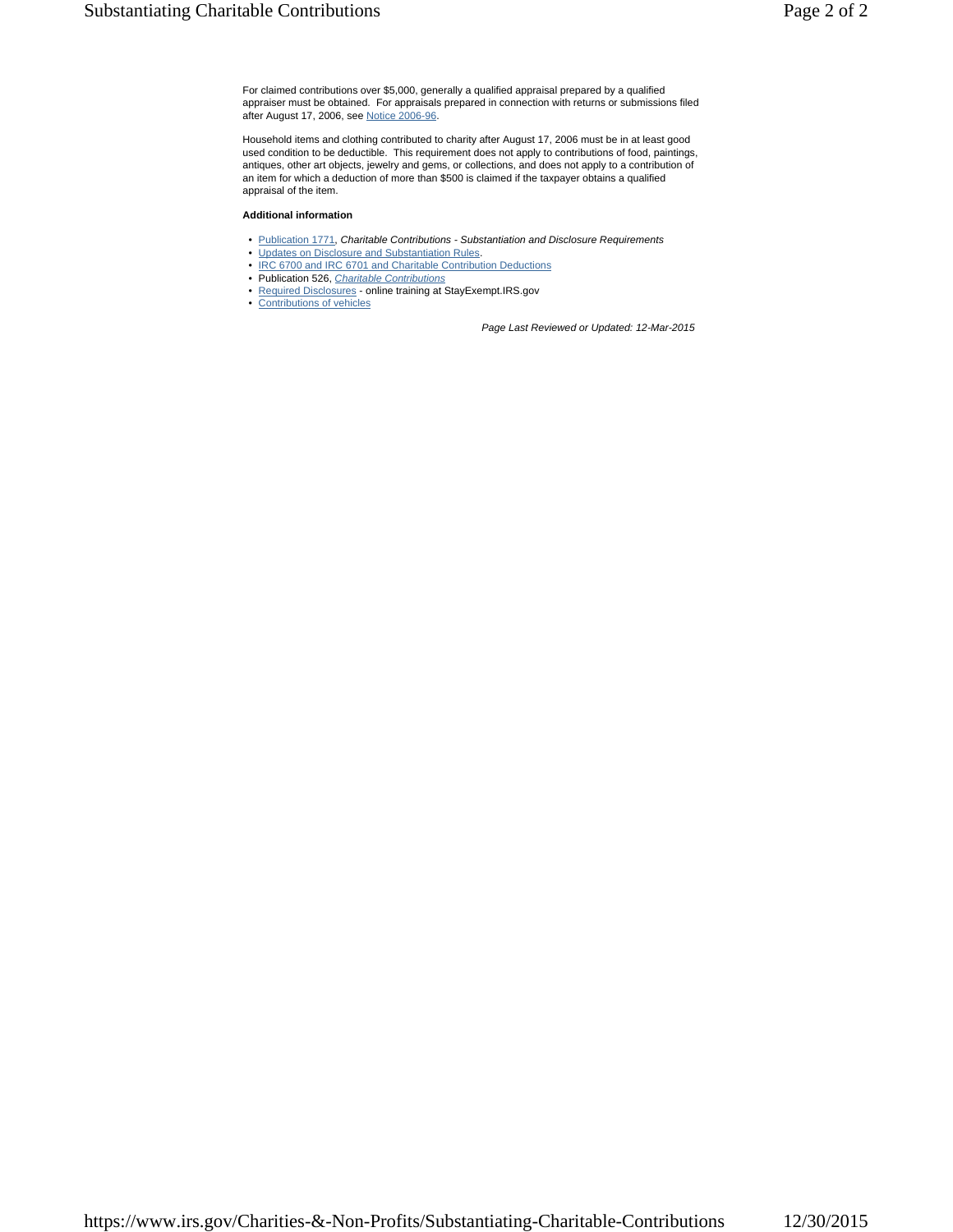For claimed contributions over $5,000, generally a qualified appraisal prepared by a qualified appraiser must be obtained. For appraisals prepared in connection with returns or submissions filed after August 17, 2006, see Notice 2006-96.

Household items and clothing contributed to charity after August 17, 2006 must be in at least good used condition to be deductible. This requirement does not apply to contributions of food, paintings, antiques, other art objects, jewelry and gems, or collections, and does not apply to a contribution of an item for which a deduction of more than $500 is claimed if the taxpayer obtains a qualified appraisal of the item.

**Additional information**

- Publication 1771, *Charitable Contributions - Substantiation and Disclosure Requirements*
- Updates on Disclosure and Substantiation Rules.
- IRC 6700 and IRC 6701 and Charitable Contribution Deductions
- Publication 526, *Charitable Contributions*
- Required Disclosures - online training at StayExempt.IRS.gov
- Contributions of vehicles

*Page Last Reviewed or Updated: 12-Mar-2015*